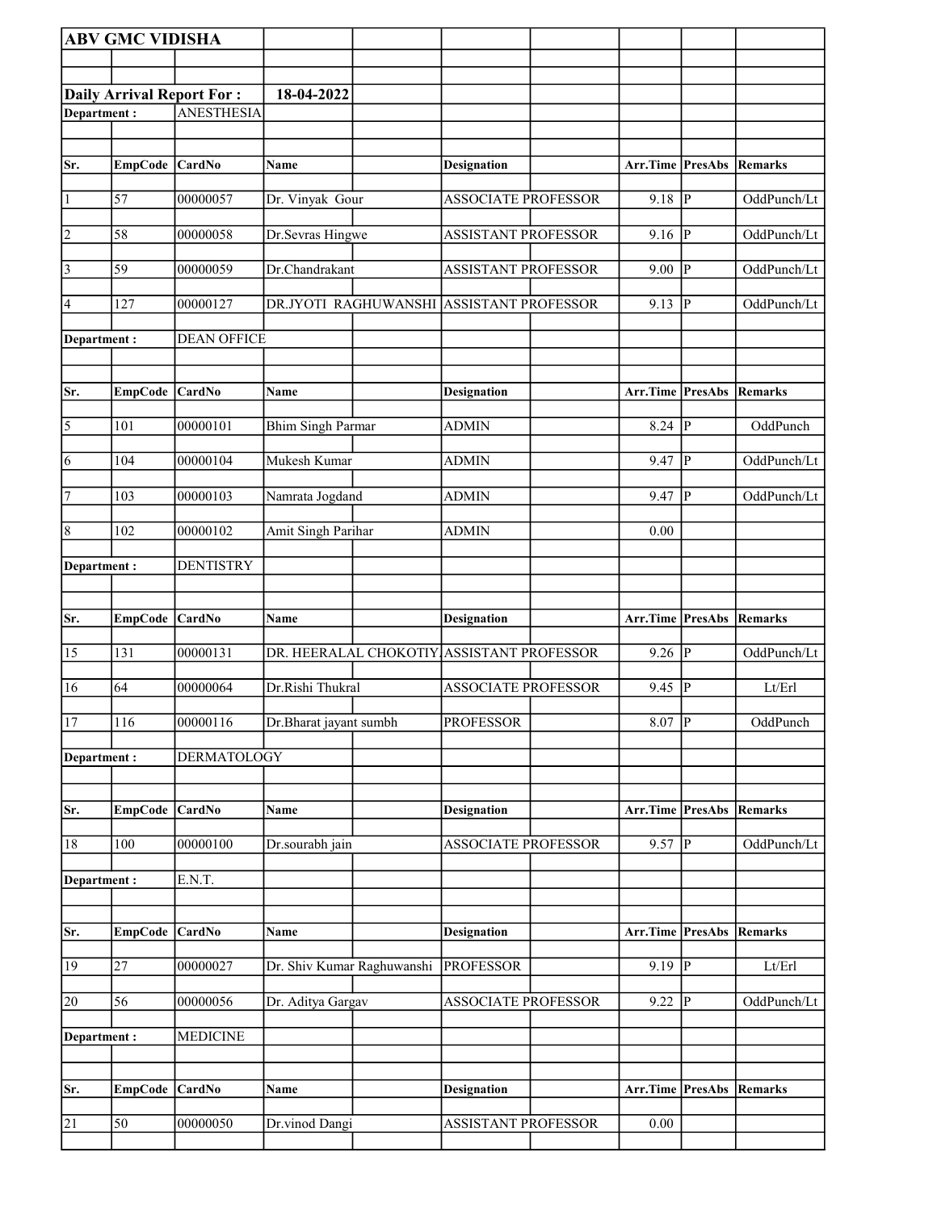**ABV GMC VIDISHA**

**Daily Arrival Report For : 18-04-2022**

**Department :** ANESTHESIA

| Sr. | EmpCode | CardNo | Name | Designation | Arr.Time | PresAbs | Remarks |
|---|---|---|---|---|---|---|---|
| 1 | 57 | 00000057 | Dr. Vinyak Gour | ASSOCIATE PROFESSOR | 9.18 | P | OddPunch/Lt |
| 2 | 58 | 00000058 | Dr.Sevras Hingwe | ASSISTANT PROFESSOR | 9.16 | P | OddPunch/Lt |
| 3 | 59 | 00000059 | Dr.Chandrakant | ASSISTANT PROFESSOR | 9.00 | P | OddPunch/Lt |
| 4 | 127 | 00000127 | DR.JYOTI RAGHUWANSHI | ASSISTANT PROFESSOR | 9.13 | P | OddPunch/Lt |

**Department :** DEAN OFFICE

| Sr. | EmpCode | CardNo | Name | Designation | Arr.Time | PresAbs | Remarks |
|---|---|---|---|---|---|---|---|
| 5 | 101 | 00000101 | Bhim Singh Parmar | ADMIN | 8.24 | P | OddPunch |
| 6 | 104 | 00000104 | Mukesh Kumar | ADMIN | 9.47 | P | OddPunch/Lt |
| 7 | 103 | 00000103 | Namrata Jogdand | ADMIN | 9.47 | P | OddPunch/Lt |
| 8 | 102 | 00000102 | Amit Singh Parihar | ADMIN | 0.00 | | |

**Department :** DENTISTRY

| Sr. | EmpCode | CardNo | Name | Designation | Arr.Time | PresAbs | Remarks |
|---|---|---|---|---|---|---|---|
| 15 | 131 | 00000131 | DR. HEERALAL CHOKOTIY | ASSISTANT PROFESSOR | 9.26 | P | OddPunch/Lt |
| 16 | 64 | 00000064 | Dr.Rishi Thukral | ASSOCIATE PROFESSOR | 9.45 | P | Lt/Erl |
| 17 | 116 | 00000116 | Dr.Bharat jayant sumbh | PROFESSOR | 8.07 | P | OddPunch |

**Department :** DERMATOLOGY

| Sr. | EmpCode | CardNo | Name | Designation | Arr.Time | PresAbs | Remarks |
|---|---|---|---|---|---|---|---|
| 18 | 100 | 00000100 | Dr.sourabh jain | ASSOCIATE PROFESSOR | 9.57 | P | OddPunch/Lt |

**Department :** E.N.T.

| Sr. | EmpCode | CardNo | Name | Designation | Arr.Time | PresAbs | Remarks |
|---|---|---|---|---|---|---|---|
| 19 | 27 | 00000027 | Dr. Shiv Kumar Raghuwanshi | PROFESSOR | 9.19 | P | Lt/Erl |
| 20 | 56 | 00000056 | Dr. Aditya Gargav | ASSOCIATE PROFESSOR | 9.22 | P | OddPunch/Lt |

**Department :** MEDICINE

| Sr. | EmpCode | CardNo | Name | Designation | Arr.Time | PresAbs | Remarks |
|---|---|---|---|---|---|---|---|
| 21 | 50 | 00000050 | Dr.vinod Dangi | ASSISTANT PROFESSOR | 0.00 | | |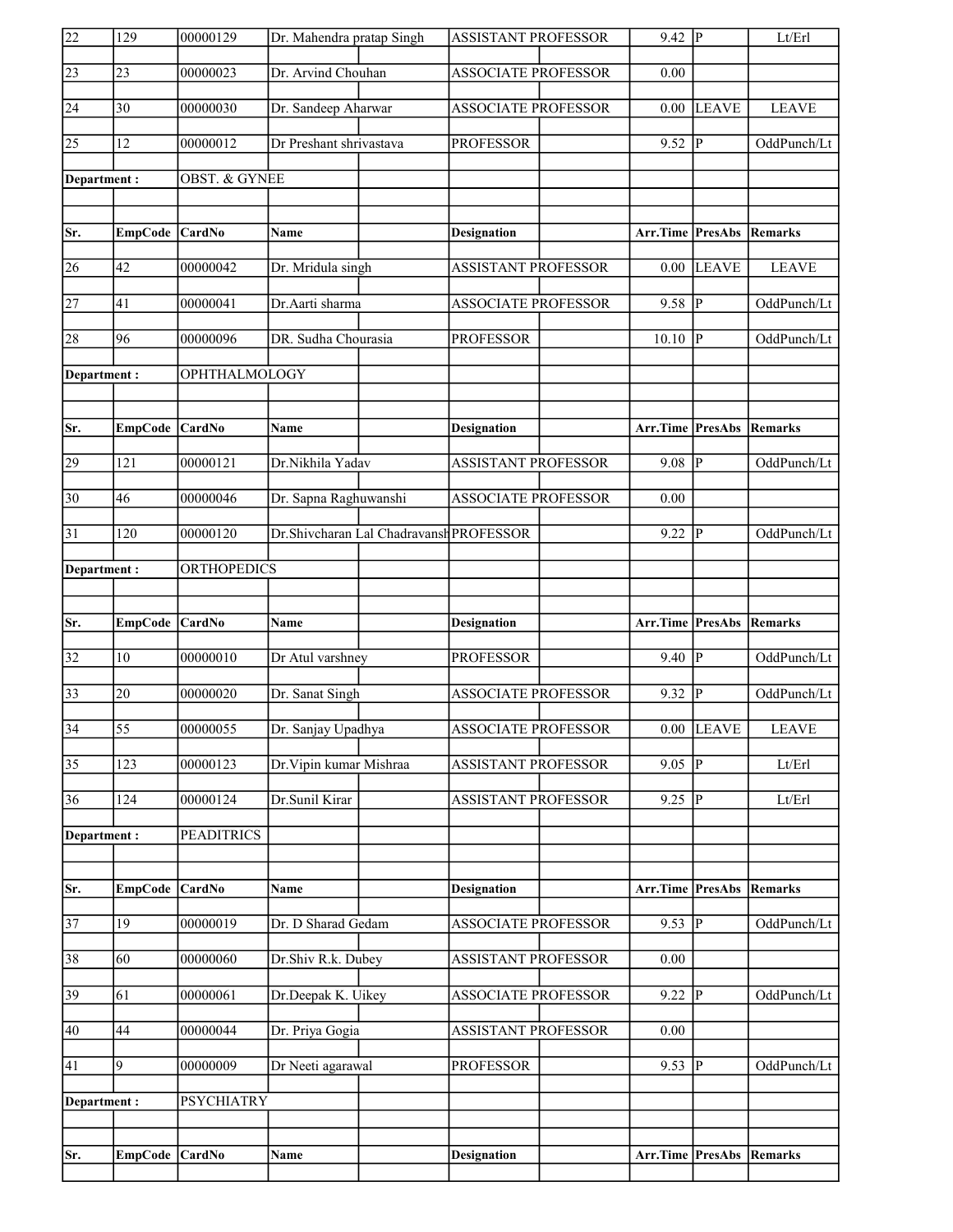| Sr. | EmpCode | CardNo | Name | Designation | Arr.Time | PresAbs | Remarks |
|---|---|---|---|---|---|---|---|
| 22 | 129 | 00000129 | Dr. Mahendra pratap Singh | ASSISTANT PROFESSOR | 9.42 | P | Lt/Erl |
| 23 | 23 | 00000023 | Dr. Arvind Chouhan | ASSOCIATE PROFESSOR | 0.00 | | |
| 24 | 30 | 00000030 | Dr. Sandeep Aharwar | ASSOCIATE PROFESSOR | 0.00 | LEAVE | LEAVE |
| 25 | 12 | 00000012 | Dr Preshant shrivastava | PROFESSOR | 9.52 | P | OddPunch/Lt |

Department : OBST. & GYNEE

| Sr. | EmpCode | CardNo | Name | Designation | Arr.Time | PresAbs | Remarks |
|---|---|---|---|---|---|---|---|
| 26 | 42 | 00000042 | Dr. Mridula singh | ASSISTANT PROFESSOR | 0.00 | LEAVE | LEAVE |
| 27 | 41 | 00000041 | Dr.Aarti sharma | ASSOCIATE PROFESSOR | 9.58 | P | OddPunch/Lt |
| 28 | 96 | 00000096 | DR. Sudha Chourasia | PROFESSOR | 10.10 | P | OddPunch/Lt |

Department : OPHTHALMOLOGY

| Sr. | EmpCode | CardNo | Name | Designation | Arr.Time | PresAbs | Remarks |
|---|---|---|---|---|---|---|---|
| 29 | 121 | 00000121 | Dr.Nikhila Yadav | ASSISTANT PROFESSOR | 9.08 | P | OddPunch/Lt |
| 30 | 46 | 00000046 | Dr. Sapna Raghuwanshi | ASSOCIATE PROFESSOR | 0.00 | | |
| 31 | 120 | 00000120 | Dr.Shivcharan Lal Chadravansh | PROFESSOR | 9.22 | P | OddPunch/Lt |

Department : ORTHOPEDICS

| Sr. | EmpCode | CardNo | Name | Designation | Arr.Time | PresAbs | Remarks |
|---|---|---|---|---|---|---|---|
| 32 | 10 | 00000010 | Dr Atul varshney | PROFESSOR | 9.40 | P | OddPunch/Lt |
| 33 | 20 | 00000020 | Dr. Sanat Singh | ASSOCIATE PROFESSOR | 9.32 | P | OddPunch/Lt |
| 34 | 55 | 00000055 | Dr. Sanjay Upadhya | ASSOCIATE PROFESSOR | 0.00 | LEAVE | LEAVE |
| 35 | 123 | 00000123 | Dr.Vipin kumar Mishraa | ASSISTANT PROFESSOR | 9.05 | P | Lt/Erl |
| 36 | 124 | 00000124 | Dr.Sunil Kirar | ASSISTANT PROFESSOR | 9.25 | P | Lt/Erl |

Department : PEADITRICS

| Sr. | EmpCode | CardNo | Name | Designation | Arr.Time | PresAbs | Remarks |
|---|---|---|---|---|---|---|---|
| 37 | 19 | 00000019 | Dr. D Sharad Gedam | ASSOCIATE PROFESSOR | 9.53 | P | OddPunch/Lt |
| 38 | 60 | 00000060 | Dr.Shiv R.k. Dubey | ASSISTANT PROFESSOR | 0.00 | | |
| 39 | 61 | 00000061 | Dr.Deepak K. Uikey | ASSOCIATE PROFESSOR | 9.22 | P | OddPunch/Lt |
| 40 | 44 | 00000044 | Dr. Priya Gogia | ASSISTANT PROFESSOR | 0.00 | | |
| 41 | 9 | 00000009 | Dr Neeti agarawal | PROFESSOR | 9.53 | P | OddPunch/Lt |

Department : PSYCHIATRY

| Sr. | EmpCode | CardNo | Name | Designation | Arr.Time | PresAbs | Remarks |
|---|---|---|---|---|---|---|---|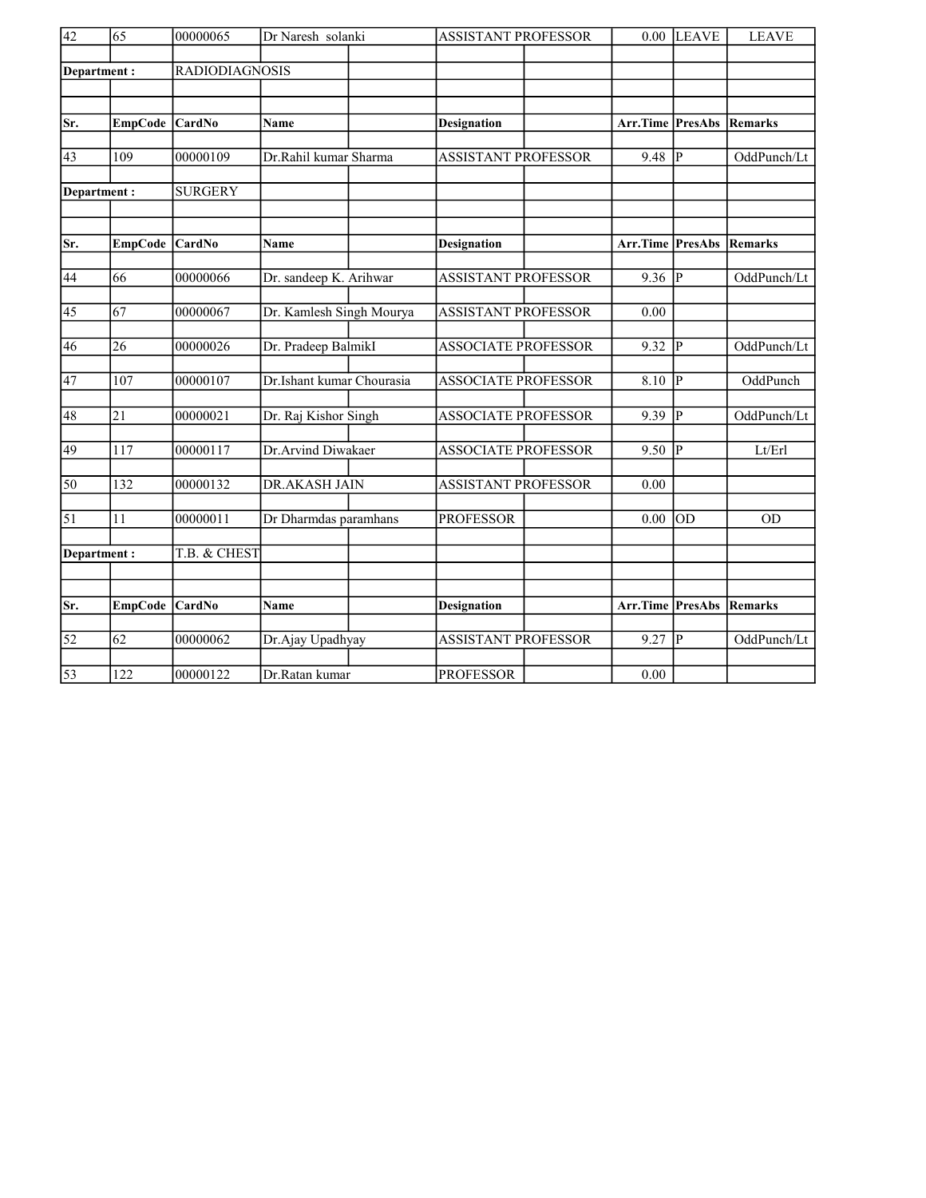| Sr. | EmpCode | CardNo | Name | Designation | Arr.Time | PresAbs | Remarks |
|---|---|---|---|---|---|---|---|
| 42 | 65 | 00000065 | Dr Naresh solanki | ASSISTANT PROFESSOR | 0.00 | LEAVE | LEAVE |

**Department :** RADIODIAGNOSIS

| Sr. | EmpCode | CardNo | Name | Designation | Arr.Time | PresAbs | Remarks |
|---|---|---|---|---|---|---|---|
| 43 | 109 | 00000109 | Dr.Rahil kumar Sharma | ASSISTANT PROFESSOR | 9.48 | P | OddPunch/Lt |

**Department :** SURGERY

| Sr. | EmpCode | CardNo | Name | Designation | Arr.Time | PresAbs | Remarks |
|---|---|---|---|---|---|---|---|
| 44 | 66 | 00000066 | Dr. sandeep K. Arihwar | ASSISTANT PROFESSOR | 9.36 | P | OddPunch/Lt |
| 45 | 67 | 00000067 | Dr. Kamlesh Singh Mourya | ASSISTANT PROFESSOR | 0.00 | | |
| 46 | 26 | 00000026 | Dr. Pradeep BalmikI | ASSOCIATE PROFESSOR | 9.32 | P | OddPunch/Lt |
| 47 | 107 | 00000107 | Dr.Ishant kumar Chourasia | ASSOCIATE PROFESSOR | 8.10 | P | OddPunch |
| 48 | 21 | 00000021 | Dr. Raj Kishor Singh | ASSOCIATE PROFESSOR | 9.39 | P | OddPunch/Lt |
| 49 | 117 | 00000117 | Dr.Arvind Diwakaer | ASSOCIATE PROFESSOR | 9.50 | P | Lt/Erl |
| 50 | 132 | 00000132 | DR.AKASH JAIN | ASSISTANT PROFESSOR | 0.00 | | |
| 51 | 11 | 00000011 | Dr Dharmdas paramhans | PROFESSOR | 0.00 | OD | OD |

**Department :** T.B. & CHEST

| Sr. | EmpCode | CardNo | Name | Designation | Arr.Time | PresAbs | Remarks |
|---|---|---|---|---|---|---|---|
| 52 | 62 | 00000062 | Dr.Ajay Upadhyay | ASSISTANT PROFESSOR | 9.27 | P | OddPunch/Lt |
| 53 | 122 | 00000122 | Dr.Ratan kumar | PROFESSOR | 0.00 | | |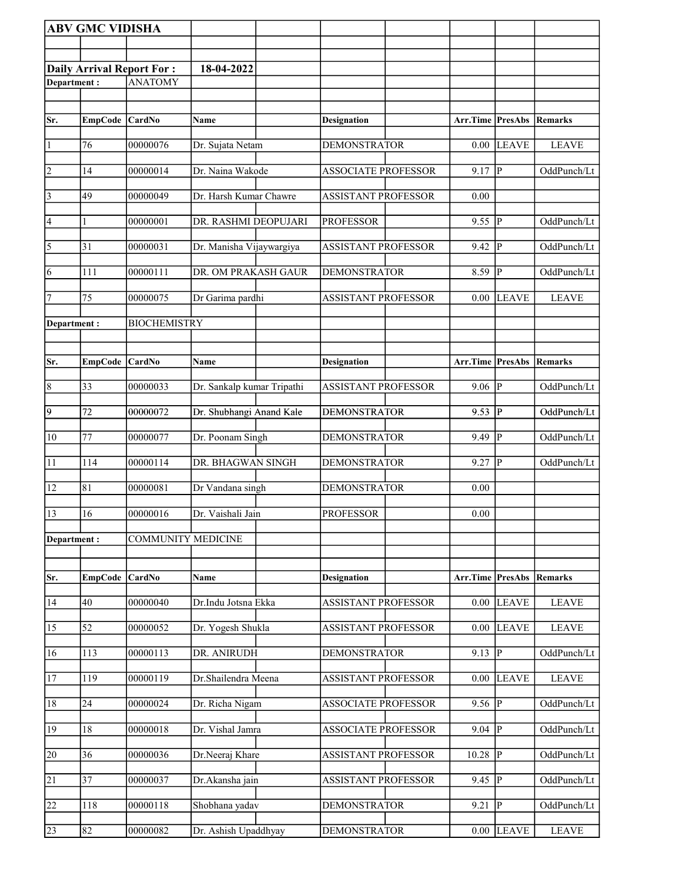**ABV GMC VIDISHA**

**Daily Arrival Report For : 18-04-2022**

**Department :** ANATOMY

| Sr. | EmpCode | CardNo | Name | Designation | Arr.Time | PresAbs | Remarks |
|---|---|---|---|---|---|---|---|
| 1 | 76 | 00000076 | Dr. Sujata Netam | DEMONSTRATOR | 0.00 | LEAVE | LEAVE |
| 2 | 14 | 00000014 | Dr. Naina Wakode | ASSOCIATE PROFESSOR | 9.17 | P | OddPunch/Lt |
| 3 | 49 | 00000049 | Dr. Harsh Kumar Chawre | ASSISTANT PROFESSOR | 0.00 | | |
| 4 | 1 | 00000001 | DR. RASHMI DEOPUJARI | PROFESSOR | 9.55 | P | OddPunch/Lt |
| 5 | 31 | 00000031 | Dr. Manisha Vijaywargiya | ASSISTANT PROFESSOR | 9.42 | P | OddPunch/Lt |
| 6 | 111 | 00000111 | DR. OM PRAKASH GAUR | DEMONSTRATOR | 8.59 | P | OddPunch/Lt |
| 7 | 75 | 00000075 | Dr Garima pardhi | ASSISTANT PROFESSOR | 0.00 | LEAVE | LEAVE |

**Department :** BIOCHEMISTRY

| Sr. | EmpCode | CardNo | Name | Designation | Arr.Time | PresAbs | Remarks |
|---|---|---|---|---|---|---|---|
| 8 | 33 | 00000033 | Dr. Sankalp kumar Tripathi | ASSISTANT PROFESSOR | 9.06 | P | OddPunch/Lt |
| 9 | 72 | 00000072 | Dr. Shubhangi Anand Kale | DEMONSTRATOR | 9.53 | P | OddPunch/Lt |
| 10 | 77 | 00000077 | Dr. Poonam Singh | DEMONSTRATOR | 9.49 | P | OddPunch/Lt |
| 11 | 114 | 00000114 | DR. BHAGWAN SINGH | DEMONSTRATOR | 9.27 | P | OddPunch/Lt |
| 12 | 81 | 00000081 | Dr Vandana singh | DEMONSTRATOR | 0.00 | | |
| 13 | 16 | 00000016 | Dr. Vaishali Jain | PROFESSOR | 0.00 | | |

**Department :** COMMUNITY MEDICINE

| Sr. | EmpCode | CardNo | Name | Designation | Arr.Time | PresAbs | Remarks |
|---|---|---|---|---|---|---|---|
| 14 | 40 | 00000040 | Dr.Indu Jotsna Ekka | ASSISTANT PROFESSOR | 0.00 | LEAVE | LEAVE |
| 15 | 52 | 00000052 | Dr. Yogesh Shukla | ASSISTANT PROFESSOR | 0.00 | LEAVE | LEAVE |
| 16 | 113 | 00000113 | DR. ANIRUDH | DEMONSTRATOR | 9.13 | P | OddPunch/Lt |
| 17 | 119 | 00000119 | Dr.Shailendra Meena | ASSISTANT PROFESSOR | 0.00 | LEAVE | LEAVE |
| 18 | 24 | 00000024 | Dr. Richa Nigam | ASSOCIATE PROFESSOR | 9.56 | P | OddPunch/Lt |
| 19 | 18 | 00000018 | Dr. Vishal Jamra | ASSOCIATE PROFESSOR | 9.04 | P | OddPunch/Lt |
| 20 | 36 | 00000036 | Dr.Neeraj Khare | ASSISTANT PROFESSOR | 10.28 | P | OddPunch/Lt |
| 21 | 37 | 00000037 | Dr.Akansha jain | ASSISTANT PROFESSOR | 9.45 | P | OddPunch/Lt |
| 22 | 118 | 00000118 | Shobhana yadav | DEMONSTRATOR | 9.21 | P | OddPunch/Lt |
| 23 | 82 | 00000082 | Dr. Ashish Upaddhyay | DEMONSTRATOR | 0.00 | LEAVE | LEAVE |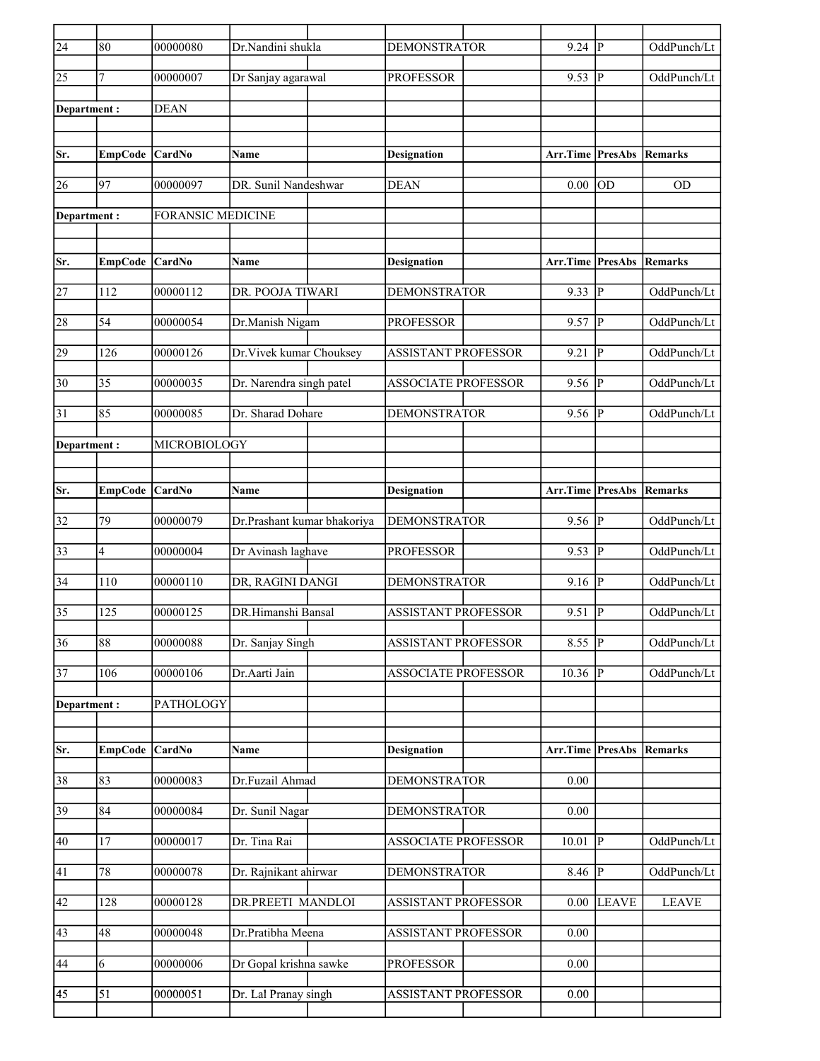| Sr. | EmpCode | CardNo | Name | Designation | Arr.Time | PresAbs | Remarks |
|---|---|---|---|---|---|---|---|
| 24 | 80 | 00000080 | Dr.Nandini shukla | DEMONSTRATOR | 9.24 | P | OddPunch/Lt |
| 25 | 7 | 00000007 | Dr Sanjay agarawal | PROFESSOR | 9.53 | P | OddPunch/Lt |

Department : DEAN

| Sr. | EmpCode | CardNo | Name | Designation | Arr.Time | PresAbs | Remarks |
|---|---|---|---|---|---|---|---|
| 26 | 97 | 00000097 | DR. Sunil Nandeshwar | DEAN | 0.00 | OD | OD |

Department : FORANSIC MEDICINE

| Sr. | EmpCode | CardNo | Name | Designation | Arr.Time | PresAbs | Remarks |
|---|---|---|---|---|---|---|---|
| 27 | 112 | 00000112 | DR. POOJA TIWARI | DEMONSTRATOR | 9.33 | P | OddPunch/Lt |
| 28 | 54 | 00000054 | Dr.Manish Nigam | PROFESSOR | 9.57 | P | OddPunch/Lt |
| 29 | 126 | 00000126 | Dr.Vivek kumar Chouksey | ASSISTANT PROFESSOR | 9.21 | P | OddPunch/Lt |
| 30 | 35 | 00000035 | Dr. Narendra singh patel | ASSOCIATE PROFESSOR | 9.56 | P | OddPunch/Lt |
| 31 | 85 | 00000085 | Dr. Sharad Dohare | DEMONSTRATOR | 9.56 | P | OddPunch/Lt |

Department : MICROBIOLOGY

| Sr. | EmpCode | CardNo | Name | Designation | Arr.Time | PresAbs | Remarks |
|---|---|---|---|---|---|---|---|
| 32 | 79 | 00000079 | Dr.Prashant kumar bhakoriya | DEMONSTRATOR | 9.56 | P | OddPunch/Lt |
| 33 | 4 | 00000004 | Dr Avinash laghave | PROFESSOR | 9.53 | P | OddPunch/Lt |
| 34 | 110 | 00000110 | DR, RAGINI DANGI | DEMONSTRATOR | 9.16 | P | OddPunch/Lt |
| 35 | 125 | 00000125 | DR.Himanshi Bansal | ASSISTANT PROFESSOR | 9.51 | P | OddPunch/Lt |
| 36 | 88 | 00000088 | Dr. Sanjay Singh | ASSISTANT PROFESSOR | 8.55 | P | OddPunch/Lt |
| 37 | 106 | 00000106 | Dr.Aarti Jain | ASSOCIATE PROFESSOR | 10.36 | P | OddPunch/Lt |

Department : PATHOLOGY

| Sr. | EmpCode | CardNo | Name | Designation | Arr.Time | PresAbs | Remarks |
|---|---|---|---|---|---|---|---|
| 38 | 83 | 00000083 | Dr.Fuzail Ahmad | DEMONSTRATOR | 0.00 | | |
| 39 | 84 | 00000084 | Dr. Sunil Nagar | DEMONSTRATOR | 0.00 | | |
| 40 | 17 | 00000017 | Dr. Tina Rai | ASSOCIATE PROFESSOR | 10.01 | P | OddPunch/Lt |
| 41 | 78 | 00000078 | Dr. Rajnikant ahirwar | DEMONSTRATOR | 8.46 | P | OddPunch/Lt |
| 42 | 128 | 00000128 | DR.PREETI MANDLOI | ASSISTANT PROFESSOR | 0.00 | LEAVE | LEAVE |
| 43 | 48 | 00000048 | Dr.Pratibha Meena | ASSISTANT PROFESSOR | 0.00 | | |
| 44 | 6 | 00000006 | Dr Gopal krishna sawke | PROFESSOR | 0.00 | | |
| 45 | 51 | 00000051 | Dr. Lal Pranay singh | ASSISTANT PROFESSOR | 0.00 | | |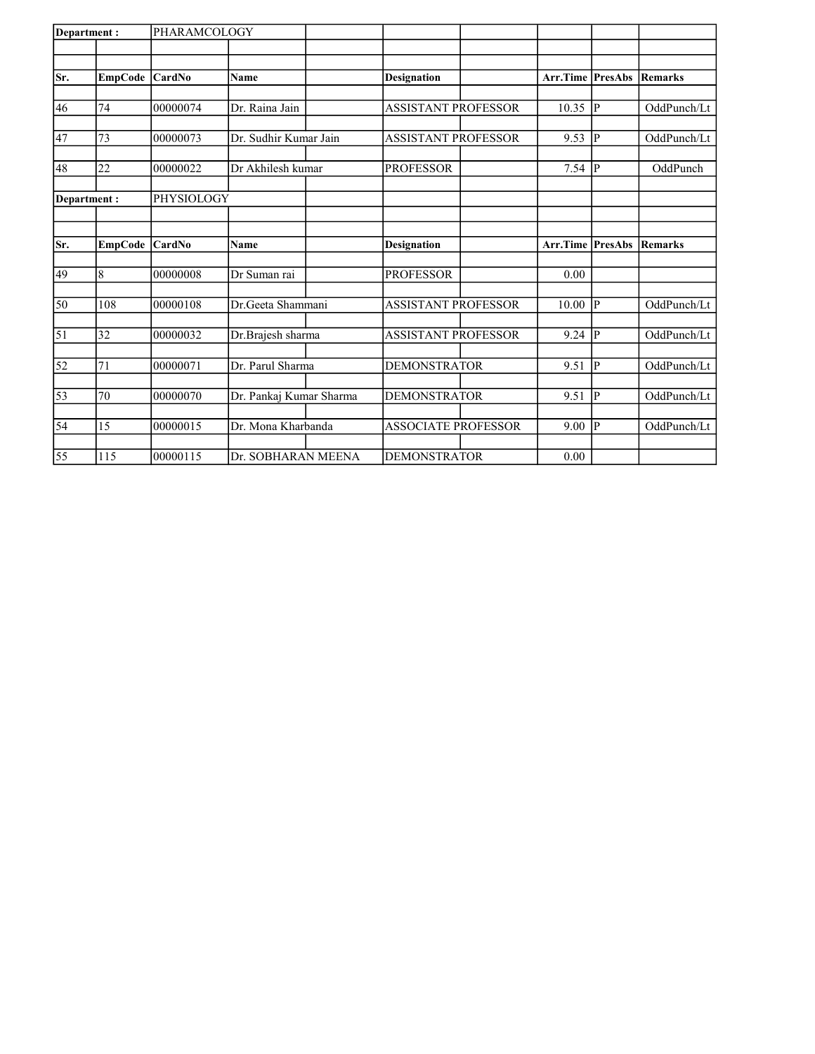| Department : | | PHARAMCOLOGY | | | | | | | |
|---|---|---|---|---|---|---|---|---|---|
| | | | | | | | | | |
| | | | | | | | | | |
| Sr. | EmpCode | CardNo | Name | | Designation | | Arr.Time | PresAbs | Remarks |
| | | | | | | | | | |
| 46 | 74 | 00000074 | Dr. Raina Jain | | ASSISTANT PROFESSOR | | 10.35 | P | OddPunch/Lt |
| | | | | | | | | | |
| 47 | 73 | 00000073 | Dr. Sudhir Kumar Jain | | ASSISTANT PROFESSOR | | 9.53 | P | OddPunch/Lt |
| | | | | | | | | | |
| 48 | 22 | 00000022 | Dr Akhilesh kumar | | PROFESSOR | | 7.54 | P | OddPunch |
| | | | | | | | | | |
| Department : | | PHYSIOLOGY | | | | | | | |
| | | | | | | | | | |
| | | | | | | | | | |
| Sr. | EmpCode | CardNo | Name | | Designation | | Arr.Time | PresAbs | Remarks |
| | | | | | | | | | |
| 49 | 8 | 00000008 | Dr Suman rai | | PROFESSOR | | 0.00 | | |
| | | | | | | | | | |
| 50 | 108 | 00000108 | Dr.Geeta Shammani | | ASSISTANT PROFESSOR | | 10.00 | P | OddPunch/Lt |
| | | | | | | | | | |
| 51 | 32 | 00000032 | Dr.Brajesh sharma | | ASSISTANT PROFESSOR | | 9.24 | P | OddPunch/Lt |
| | | | | | | | | | |
| 52 | 71 | 00000071 | Dr. Parul Sharma | | DEMONSTRATOR | | 9.51 | P | OddPunch/Lt |
| | | | | | | | | | |
| 53 | 70 | 00000070 | Dr. Pankaj Kumar Sharma | | DEMONSTRATOR | | 9.51 | P | OddPunch/Lt |
| | | | | | | | | | |
| 54 | 15 | 00000015 | Dr. Mona Kharbanda | | ASSOCIATE PROFESSOR | | 9.00 | P | OddPunch/Lt |
| | | | | | | | | | |
| 55 | 115 | 00000115 | Dr. SOBHARAN MEENA | | DEMONSTRATOR | | 0.00 | | |